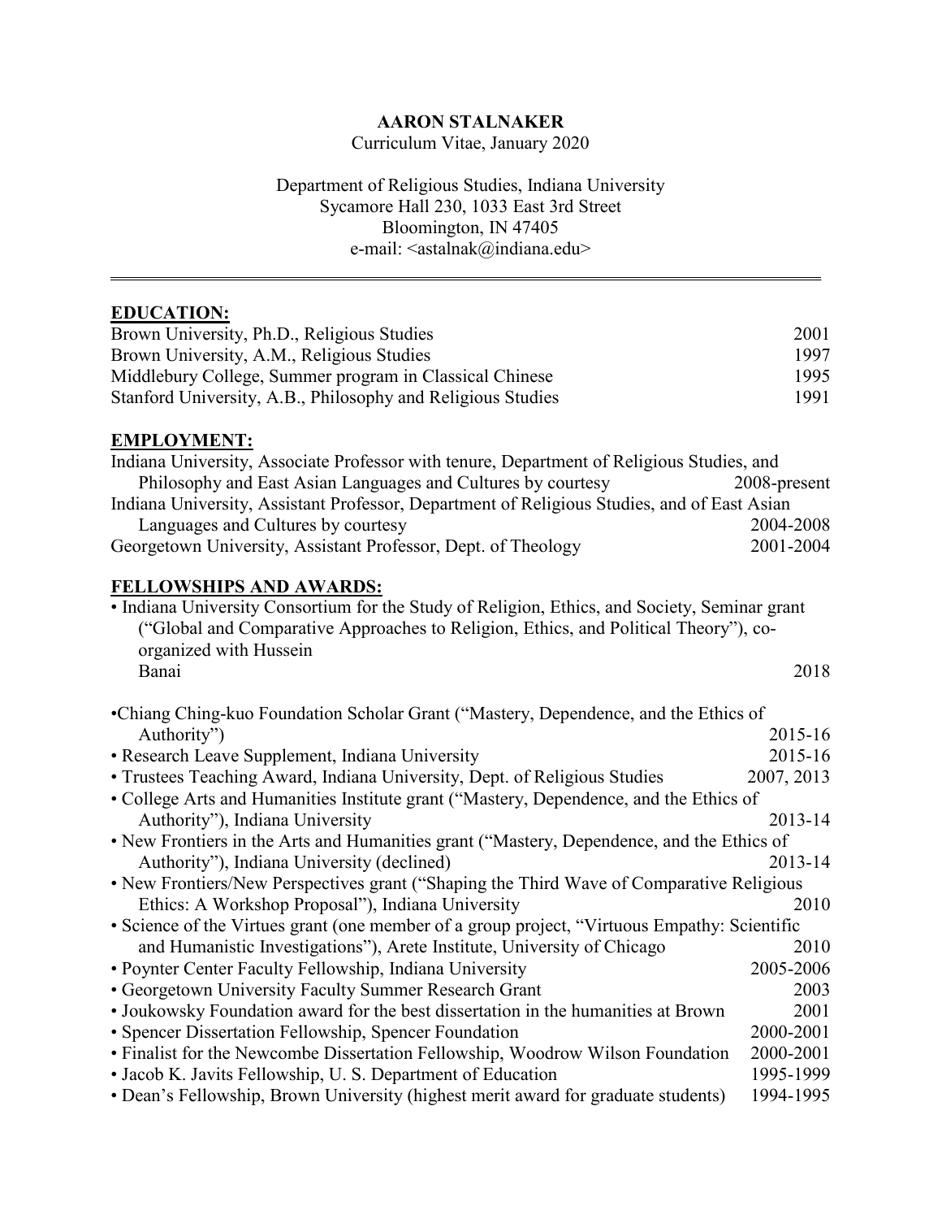**AARON STALNAKER**

Curriculum Vitae, January 2020

Department of Religious Studies, Indiana University
Sycamore Hall 230, 1033 East 3rd Street
Bloomington, IN 47405
e-mail: <astalnak@indiana.edu>

---

## EDUCATION:

Brown University, Ph.D., Religious Studies 2001
Brown University, A.M., Religious Studies 1997
Middlebury College, Summer program in Classical Chinese 1995
Stanford University, A.B., Philosophy and Religious Studies 1991

## EMPLOYMENT:

Indiana University, Associate Professor with tenure, Department of Religious Studies, and Philosophy and East Asian Languages and Cultures by courtesy 2008-present
Indiana University, Assistant Professor, Department of Religious Studies, and of East Asian Languages and Cultures by courtesy 2004-2008
Georgetown University, Assistant Professor, Dept. of Theology 2001-2004

## FELLOWSHIPS AND AWARDS:

- Indiana University Consortium for the Study of Religion, Ethics, and Society, Seminar grant ("Global and Comparative Approaches to Religion, Ethics, and Political Theory"), co-organized with Hussein Banai 2018
- Chiang Ching-kuo Foundation Scholar Grant ("Mastery, Dependence, and the Ethics of Authority") 2015-16
- Research Leave Supplement, Indiana University 2015-16
- Trustees Teaching Award, Indiana University, Dept. of Religious Studies 2007, 2013
- College Arts and Humanities Institute grant ("Mastery, Dependence, and the Ethics of Authority"), Indiana University 2013-14
- New Frontiers in the Arts and Humanities grant ("Mastery, Dependence, and the Ethics of Authority"), Indiana University (declined) 2013-14
- New Frontiers/New Perspectives grant ("Shaping the Third Wave of Comparative Religious Ethics: A Workshop Proposal"), Indiana University 2010
- Science of the Virtues grant (one member of a group project, "Virtuous Empathy: Scientific and Humanistic Investigations"), Arete Institute, University of Chicago 2010
- Poynter Center Faculty Fellowship, Indiana University 2005-2006
- Georgetown University Faculty Summer Research Grant 2003
- Joukowsky Foundation award for the best dissertation in the humanities at Brown 2001
- Spencer Dissertation Fellowship, Spencer Foundation 2000-2001
- Finalist for the Newcombe Dissertation Fellowship, Woodrow Wilson Foundation 2000-2001
- Jacob K. Javits Fellowship, U. S. Department of Education 1995-1999
- Dean's Fellowship, Brown University (highest merit award for graduate students) 1994-1995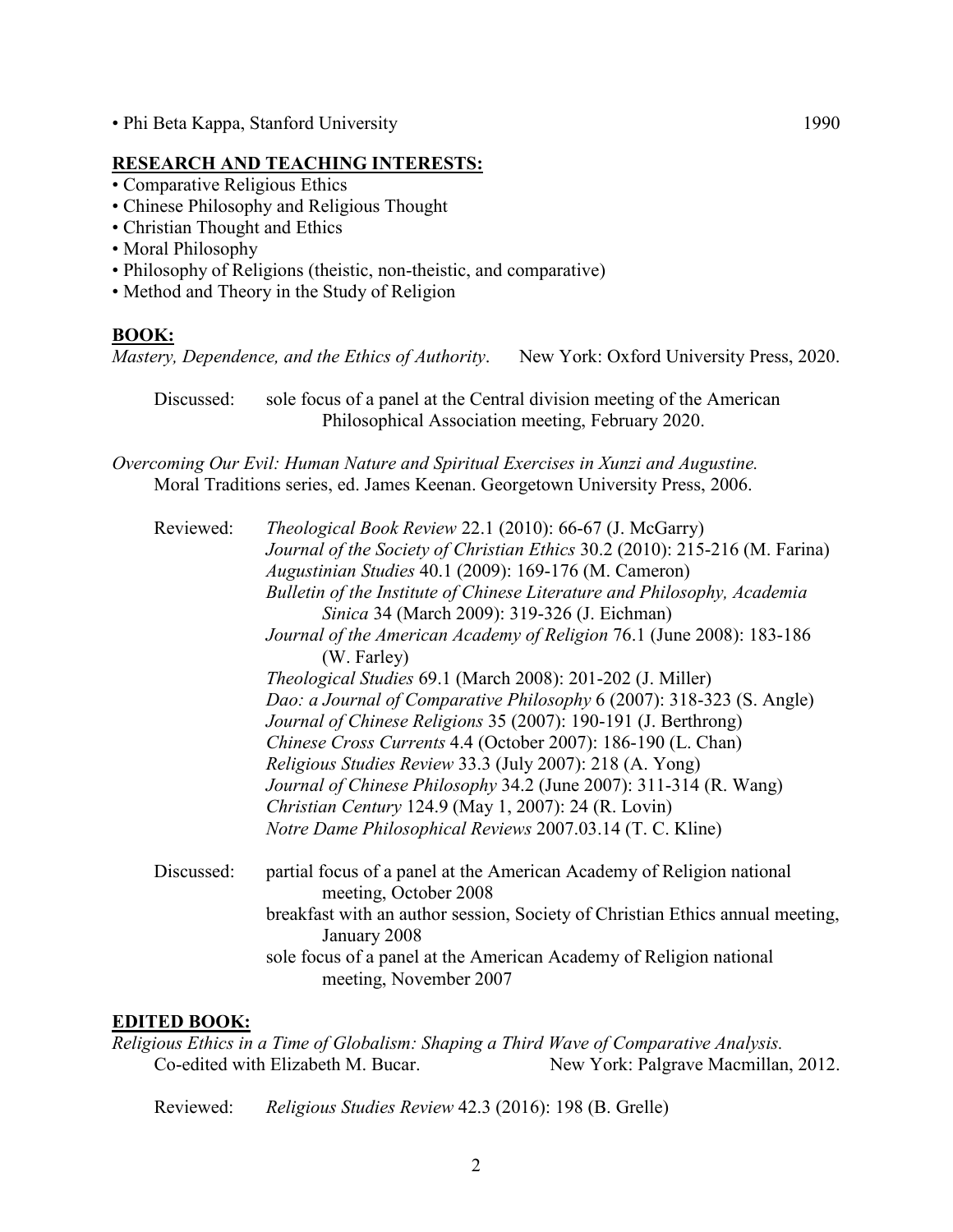• Phi Beta Kappa, Stanford University 1990

## RESEARCH AND TEACHING INTERESTS:

- Comparative Religious Ethics
- Chinese Philosophy and Religious Thought
- Christian Thought and Ethics
- Moral Philosophy
- Philosophy of Religions (theistic, non-theistic, and comparative)
- Method and Theory in the Study of Religion

## BOOK:

*Mastery, Dependence, and the Ethics of Authority*. New York: Oxford University Press, 2020.

Discussed: sole focus of a panel at the Central division meeting of the American Philosophical Association meeting, February 2020.

*Overcoming Our Evil: Human Nature and Spiritual Exercises in Xunzi and Augustine.* Moral Traditions series, ed. James Keenan. Georgetown University Press, 2006.

Reviewed:
*Theological Book Review* 22.1 (2010): 66-67 (J. McGarry)
*Journal of the Society of Christian Ethics* 30.2 (2010): 215-216 (M. Farina)
*Augustinian Studies* 40.1 (2009): 169-176 (M. Cameron)
*Bulletin of the Institute of Chinese Literature and Philosophy, Academia Sinica* 34 (March 2009): 319-326 (J. Eichman)
*Journal of the American Academy of Religion* 76.1 (June 2008): 183-186 (W. Farley)
*Theological Studies* 69.1 (March 2008): 201-202 (J. Miller)
*Dao: a Journal of Comparative Philosophy* 6 (2007): 318-323 (S. Angle)
*Journal of Chinese Religions* 35 (2007): 190-191 (J. Berthrong)
*Chinese Cross Currents* 4.4 (October 2007): 186-190 (L. Chan)
*Religious Studies Review* 33.3 (July 2007): 218 (A. Yong)
*Journal of Chinese Philosophy* 34.2 (June 2007): 311-314 (R. Wang)
*Christian Century* 124.9 (May 1, 2007): 24 (R. Lovin)
*Notre Dame Philosophical Reviews* 2007.03.14 (T. C. Kline)

Discussed:
partial focus of a panel at the American Academy of Religion national meeting, October 2008
breakfast with an author session, Society of Christian Ethics annual meeting, January 2008
sole focus of a panel at the American Academy of Religion national meeting, November 2007

## EDITED BOOK:

*Religious Ethics in a Time of Globalism: Shaping a Third Wave of Comparative Analysis.* Co-edited with Elizabeth M. Bucar. New York: Palgrave Macmillan, 2012.

Reviewed: *Religious Studies Review* 42.3 (2016): 198 (B. Grelle)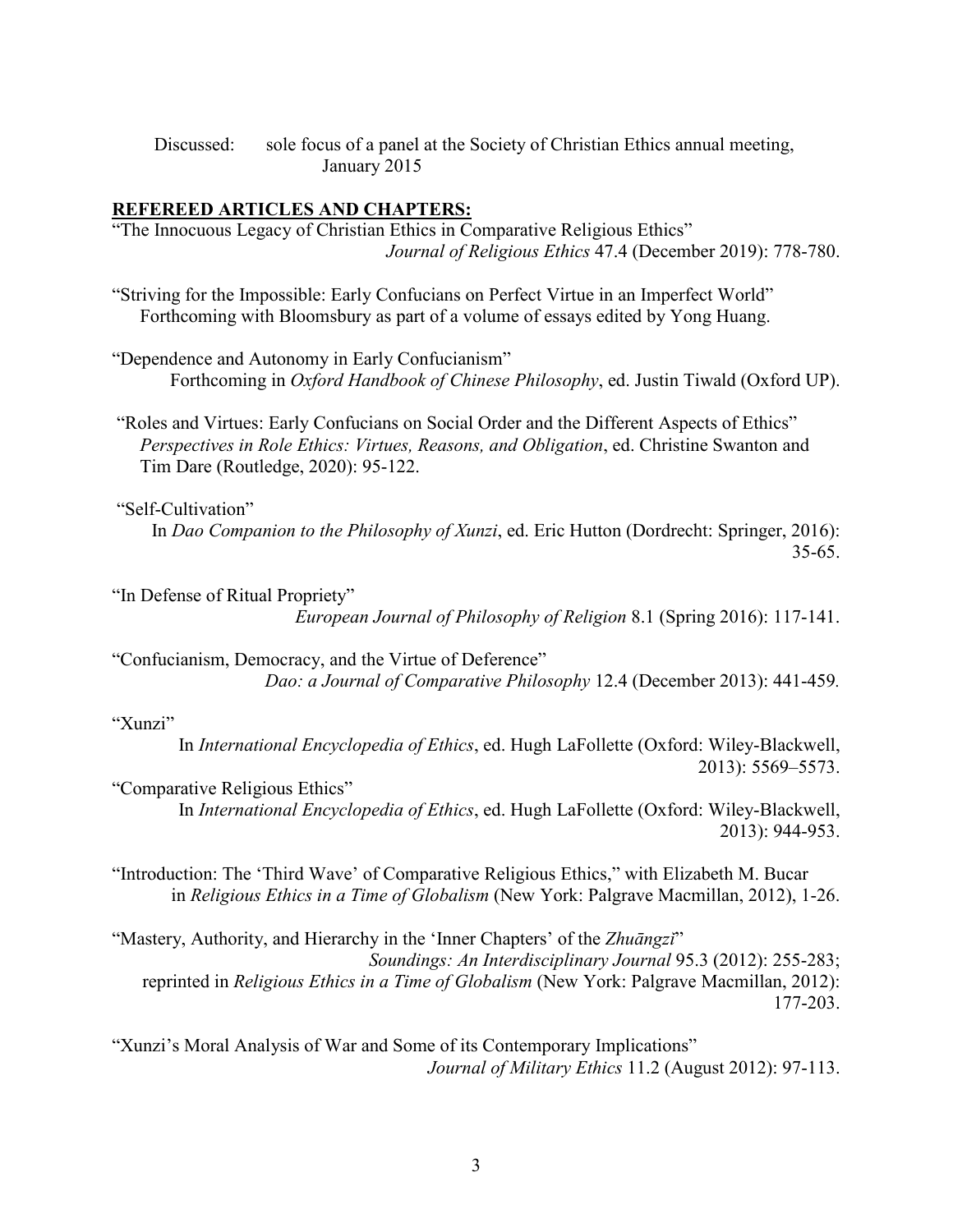Discussed: sole focus of a panel at the Society of Christian Ethics annual meeting, January 2015

## REFEREED ARTICLES AND CHAPTERS:

"The Innocuous Legacy of Christian Ethics in Comparative Religious Ethics"
*Journal of Religious Ethics* 47.4 (December 2019): 778-780.

"Striving for the Impossible: Early Confucians on Perfect Virtue in an Imperfect World"
Forthcoming with Bloomsbury as part of a volume of essays edited by Yong Huang.

"Dependence and Autonomy in Early Confucianism"
Forthcoming in *Oxford Handbook of Chinese Philosophy*, ed. Justin Tiwald (Oxford UP).

"Roles and Virtues: Early Confucians on Social Order and the Different Aspects of Ethics"
*Perspectives in Role Ethics: Virtues, Reasons, and Obligation*, ed. Christine Swanton and Tim Dare (Routledge, 2020): 95-122.

"Self-Cultivation"
In *Dao Companion to the Philosophy of Xunzi*, ed. Eric Hutton (Dordrecht: Springer, 2016): 35-65.

"In Defense of Ritual Propriety"
*European Journal of Philosophy of Religion* 8.1 (Spring 2016): 117-141.

"Confucianism, Democracy, and the Virtue of Deference"
*Dao: a Journal of Comparative Philosophy* 12.4 (December 2013): 441-459.

"Xunzi"
In *International Encyclopedia of Ethics*, ed. Hugh LaFollette (Oxford: Wiley-Blackwell, 2013): 5569–5573.

"Comparative Religious Ethics"
In *International Encyclopedia of Ethics*, ed. Hugh LaFollette (Oxford: Wiley-Blackwell, 2013): 944-953.

"Introduction: The 'Third Wave' of Comparative Religious Ethics," with Elizabeth M. Bucar in *Religious Ethics in a Time of Globalism* (New York: Palgrave Macmillan, 2012), 1-26.

"Mastery, Authority, and Hierarchy in the 'Inner Chapters' of the *Zhuāngzǐ*"
*Soundings: An Interdisciplinary Journal* 95.3 (2012): 255-283;
reprinted in *Religious Ethics in a Time of Globalism* (New York: Palgrave Macmillan, 2012): 177-203.

"Xunzi's Moral Analysis of War and Some of its Contemporary Implications"
*Journal of Military Ethics* 11.2 (August 2012): 97-113.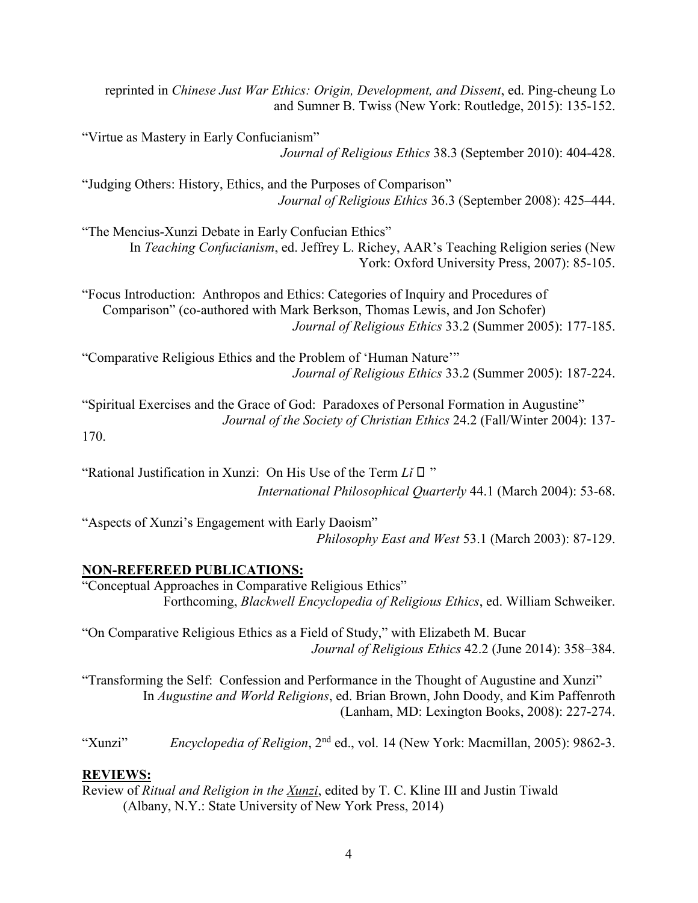reprinted in *Chinese Just War Ethics: Origin, Development, and Dissent*, ed. Ping-cheung Lo and Sumner B. Twiss (New York: Routledge, 2015): 135-152.

"Virtue as Mastery in Early Confucianism"
*Journal of Religious Ethics* 38.3 (September 2010): 404-428.

"Judging Others: History, Ethics, and the Purposes of Comparison"
*Journal of Religious Ethics* 36.3 (September 2008): 425–444.

"The Mencius-Xunzi Debate in Early Confucian Ethics"
In *Teaching Confucianism*, ed. Jeffrey L. Richey, AAR's Teaching Religion series (New York: Oxford University Press, 2007): 85-105.

"Focus Introduction: Anthropos and Ethics: Categories of Inquiry and Procedures of Comparison" (co-authored with Mark Berkson, Thomas Lewis, and Jon Schofer)
*Journal of Religious Ethics* 33.2 (Summer 2005): 177-185.

"Comparative Religious Ethics and the Problem of 'Human Nature'"
*Journal of Religious Ethics* 33.2 (Summer 2005): 187-224.

"Spiritual Exercises and the Grace of God: Paradoxes of Personal Formation in Augustine"
*Journal of the Society of Christian Ethics* 24.2 (Fall/Winter 2004): 137-170.

"Rational Justification in Xunzi: On His Use of the Term *Lǐ* □ "
*International Philosophical Quarterly* 44.1 (March 2004): 53-68.

"Aspects of Xunzi's Engagement with Early Daoism"
*Philosophy East and West* 53.1 (March 2003): 87-129.

**NON-REFEREED PUBLICATIONS:**

"Conceptual Approaches in Comparative Religious Ethics"
Forthcoming, *Blackwell Encyclopedia of Religious Ethics*, ed. William Schweiker.

"On Comparative Religious Ethics as a Field of Study," with Elizabeth M. Bucar
*Journal of Religious Ethics* 42.2 (June 2014): 358–384.

"Transforming the Self: Confession and Performance in the Thought of Augustine and Xunzi"
In *Augustine and World Religions*, ed. Brian Brown, John Doody, and Kim Paffenroth (Lanham, MD: Lexington Books, 2008): 227-274.

"Xunzi" *Encyclopedia of Religion*, 2nd ed., vol. 14 (New York: Macmillan, 2005): 9862-3.

**REVIEWS:**

Review of *Ritual and Religion in the Xunzi*, edited by T. C. Kline III and Justin Tiwald (Albany, N.Y.: State University of New York Press, 2014)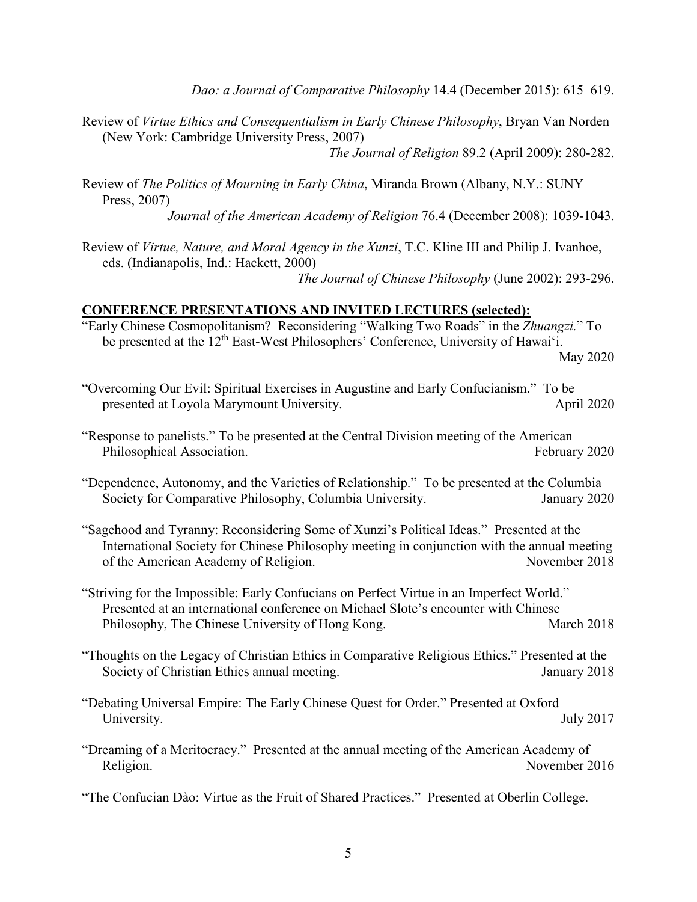*Dao: a Journal of Comparative Philosophy* 14.4 (December 2015): 615–619.

Review of *Virtue Ethics and Consequentialism in Early Chinese Philosophy*, Bryan Van Norden (New York: Cambridge University Press, 2007)
*The Journal of Religion* 89.2 (April 2009): 280-282.

Review of *The Politics of Mourning in Early China*, Miranda Brown (Albany, N.Y.: SUNY Press, 2007)
*Journal of the American Academy of Religion* 76.4 (December 2008): 1039-1043.

Review of *Virtue, Nature, and Moral Agency in the Xunzi*, T.C. Kline III and Philip J. Ivanhoe, eds. (Indianapolis, Ind.: Hackett, 2000)
*The Journal of Chinese Philosophy* (June 2002): 293-296.

## CONFERENCE PRESENTATIONS AND INVITED LECTURES (selected):

"Early Chinese Cosmopolitanism? Reconsidering "Walking Two Roads" in the *Zhuangzi*." To be presented at the 12th East-West Philosophers' Conference, University of Hawai'i. May 2020

"Overcoming Our Evil: Spiritual Exercises in Augustine and Early Confucianism." To be presented at Loyola Marymount University. April 2020

"Response to panelists." To be presented at the Central Division meeting of the American Philosophical Association. February 2020

"Dependence, Autonomy, and the Varieties of Relationship." To be presented at the Columbia Society for Comparative Philosophy, Columbia University. January 2020

"Sagehood and Tyranny: Reconsidering Some of Xunzi's Political Ideas." Presented at the International Society for Chinese Philosophy meeting in conjunction with the annual meeting of the American Academy of Religion. November 2018

"Striving for the Impossible: Early Confucians on Perfect Virtue in an Imperfect World." Presented at an international conference on Michael Slote's encounter with Chinese Philosophy, The Chinese University of Hong Kong. March 2018

"Thoughts on the Legacy of Christian Ethics in Comparative Religious Ethics." Presented at the Society of Christian Ethics annual meeting. January 2018

"Debating Universal Empire: The Early Chinese Quest for Order." Presented at Oxford University. July 2017

"Dreaming of a Meritocracy." Presented at the annual meeting of the American Academy of Religion. November 2016

"The Confucian Dào: Virtue as the Fruit of Shared Practices." Presented at Oberlin College.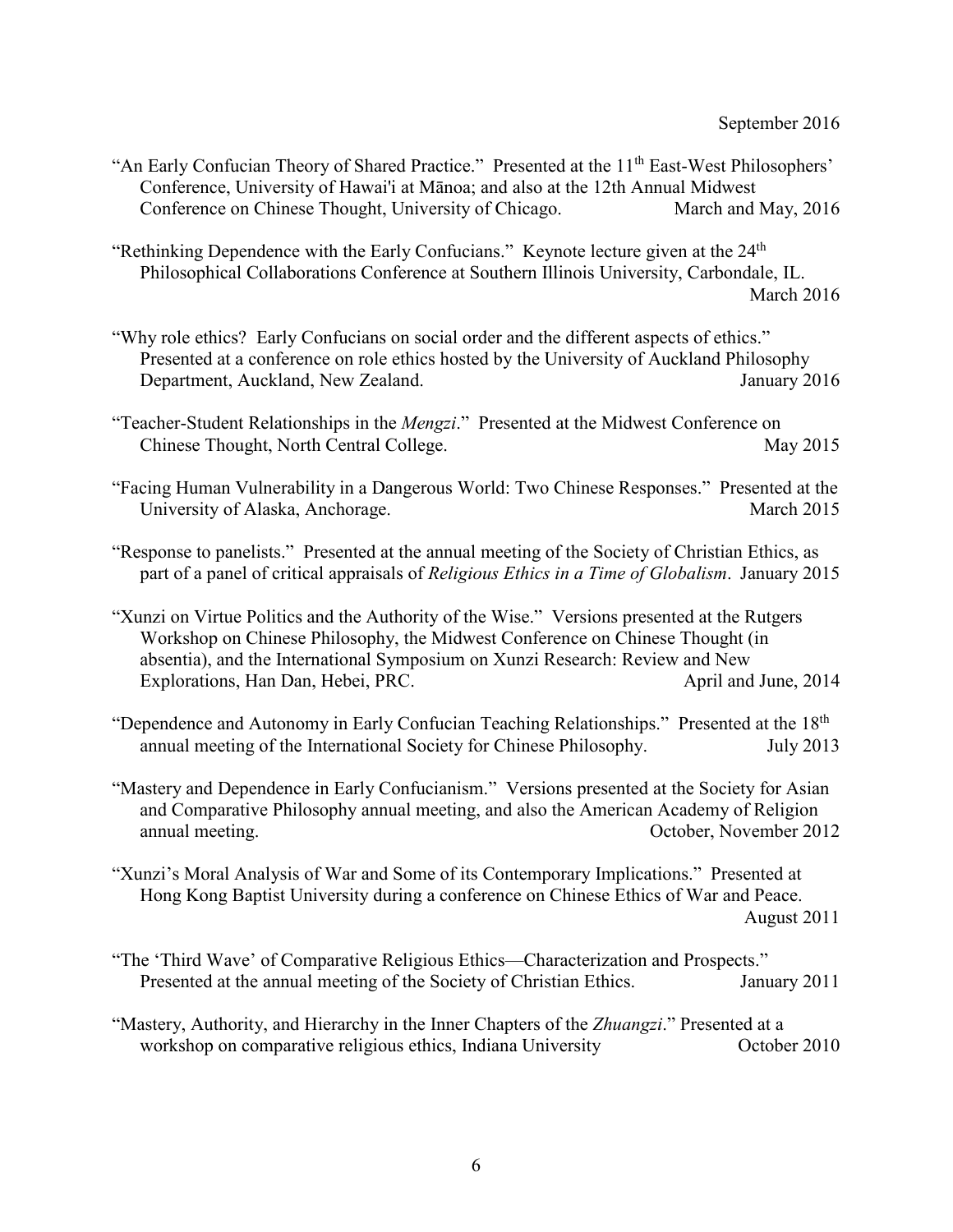September 2016

"An Early Confucian Theory of Shared Practice." Presented at the 11th East-West Philosophers' Conference, University of Hawai'i at Mānoa; and also at the 12th Annual Midwest Conference on Chinese Thought, University of Chicago. March and May, 2016

"Rethinking Dependence with the Early Confucians." Keynote lecture given at the 24th Philosophical Collaborations Conference at Southern Illinois University, Carbondale, IL. March 2016

"Why role ethics? Early Confucians on social order and the different aspects of ethics." Presented at a conference on role ethics hosted by the University of Auckland Philosophy Department, Auckland, New Zealand. January 2016

"Teacher-Student Relationships in the *Mengzi*." Presented at the Midwest Conference on Chinese Thought, North Central College. May 2015

"Facing Human Vulnerability in a Dangerous World: Two Chinese Responses." Presented at the University of Alaska, Anchorage. March 2015

"Response to panelists." Presented at the annual meeting of the Society of Christian Ethics, as part of a panel of critical appraisals of *Religious Ethics in a Time of Globalism*. January 2015

"Xunzi on Virtue Politics and the Authority of the Wise." Versions presented at the Rutgers Workshop on Chinese Philosophy, the Midwest Conference on Chinese Thought (in absentia), and the International Symposium on Xunzi Research: Review and New Explorations, Han Dan, Hebei, PRC. April and June, 2014

"Dependence and Autonomy in Early Confucian Teaching Relationships." Presented at the 18th annual meeting of the International Society for Chinese Philosophy. July 2013

"Mastery and Dependence in Early Confucianism." Versions presented at the Society for Asian and Comparative Philosophy annual meeting, and also the American Academy of Religion annual meeting. October, November 2012

"Xunzi's Moral Analysis of War and Some of its Contemporary Implications." Presented at Hong Kong Baptist University during a conference on Chinese Ethics of War and Peace. August 2011

"The 'Third Wave' of Comparative Religious Ethics—Characterization and Prospects." Presented at the annual meeting of the Society of Christian Ethics. January 2011

"Mastery, Authority, and Hierarchy in the Inner Chapters of the *Zhuangzi*." Presented at a workshop on comparative religious ethics, Indiana University October 2010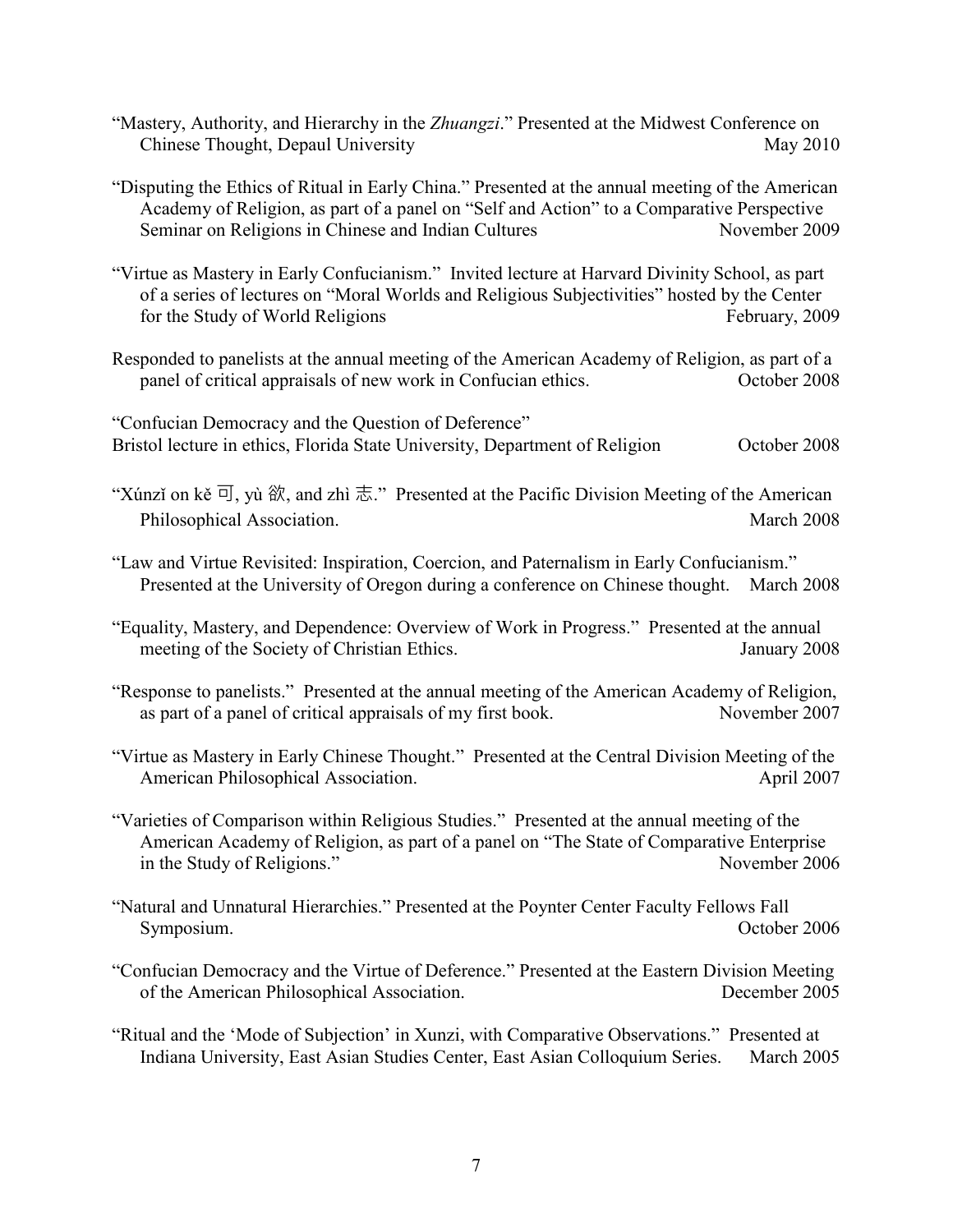"Mastery, Authority, and Hierarchy in the *Zhuangzi*." Presented at the Midwest Conference on Chinese Thought, Depaul University May 2010

"Disputing the Ethics of Ritual in Early China." Presented at the annual meeting of the American Academy of Religion, as part of a panel on "Self and Action" to a Comparative Perspective Seminar on Religions in Chinese and Indian Cultures November 2009

"Virtue as Mastery in Early Confucianism." Invited lecture at Harvard Divinity School, as part of a series of lectures on "Moral Worlds and Religious Subjectivities" hosted by the Center for the Study of World Religions February, 2009

Responded to panelists at the annual meeting of the American Academy of Religion, as part of a panel of critical appraisals of new work in Confucian ethics. October 2008

"Confucian Democracy and the Question of Deference"
Bristol lecture in ethics, Florida State University, Department of Religion October 2008

"Xúnzǐ on kě 可, yù 欲, and zhì 志." Presented at the Pacific Division Meeting of the American Philosophical Association. March 2008

"Law and Virtue Revisited: Inspiration, Coercion, and Paternalism in Early Confucianism." Presented at the University of Oregon during a conference on Chinese thought. March 2008

"Equality, Mastery, and Dependence: Overview of Work in Progress." Presented at the annual meeting of the Society of Christian Ethics. January 2008

"Response to panelists." Presented at the annual meeting of the American Academy of Religion, as part of a panel of critical appraisals of my first book. November 2007

"Virtue as Mastery in Early Chinese Thought." Presented at the Central Division Meeting of the American Philosophical Association. April 2007

"Varieties of Comparison within Religious Studies." Presented at the annual meeting of the American Academy of Religion, as part of a panel on "The State of Comparative Enterprise in the Study of Religions." November 2006

"Natural and Unnatural Hierarchies." Presented at the Poynter Center Faculty Fellows Fall Symposium. October 2006

"Confucian Democracy and the Virtue of Deference." Presented at the Eastern Division Meeting of the American Philosophical Association. December 2005

"Ritual and the 'Mode of Subjection' in Xunzi, with Comparative Observations." Presented at Indiana University, East Asian Studies Center, East Asian Colloquium Series. March 2005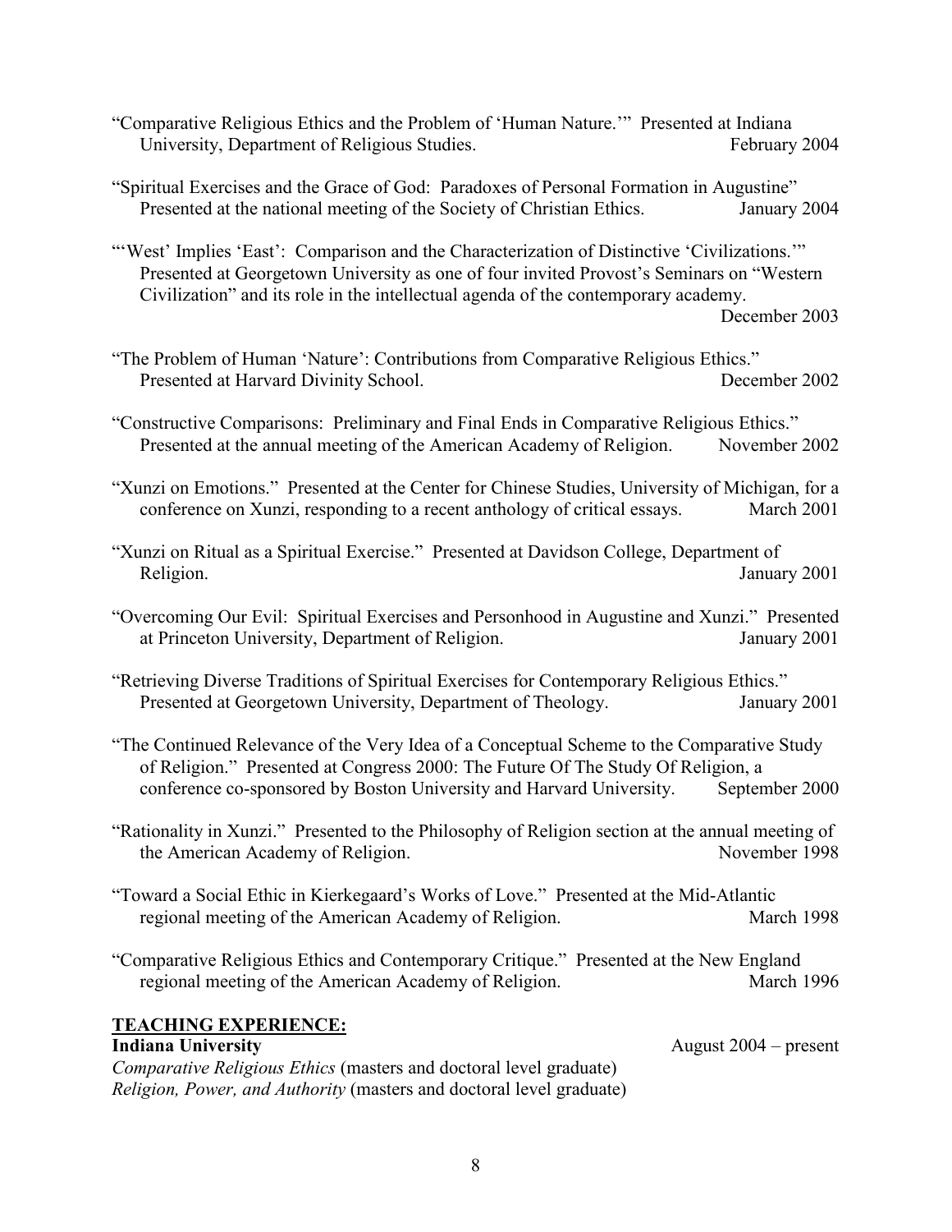"Comparative Religious Ethics and the Problem of 'Human Nature.'" Presented at Indiana University, Department of Religious Studies. February 2004

"Spiritual Exercises and the Grace of God: Paradoxes of Personal Formation in Augustine" Presented at the national meeting of the Society of Christian Ethics. January 2004

"'West' Implies 'East': Comparison and the Characterization of Distinctive 'Civilizations.'" Presented at Georgetown University as one of four invited Provost's Seminars on "Western Civilization" and its role in the intellectual agenda of the contemporary academy. December 2003

"The Problem of Human 'Nature': Contributions from Comparative Religious Ethics." Presented at Harvard Divinity School. December 2002

"Constructive Comparisons: Preliminary and Final Ends in Comparative Religious Ethics." Presented at the annual meeting of the American Academy of Religion. November 2002

"Xunzi on Emotions." Presented at the Center for Chinese Studies, University of Michigan, for a conference on Xunzi, responding to a recent anthology of critical essays. March 2001

"Xunzi on Ritual as a Spiritual Exercise." Presented at Davidson College, Department of Religion. January 2001

"Overcoming Our Evil: Spiritual Exercises and Personhood in Augustine and Xunzi." Presented at Princeton University, Department of Religion. January 2001

"Retrieving Diverse Traditions of Spiritual Exercises for Contemporary Religious Ethics." Presented at Georgetown University, Department of Theology. January 2001

"The Continued Relevance of the Very Idea of a Conceptual Scheme to the Comparative Study of Religion." Presented at Congress 2000: The Future Of The Study Of Religion, a conference co-sponsored by Boston University and Harvard University. September 2000

"Rationality in Xunzi." Presented to the Philosophy of Religion section at the annual meeting of the American Academy of Religion. November 1998

"Toward a Social Ethic in Kierkegaard's Works of Love." Presented at the Mid-Atlantic regional meeting of the American Academy of Religion. March 1998

"Comparative Religious Ethics and Contemporary Critique." Presented at the New England regional meeting of the American Academy of Religion. March 1996

## TEACHING EXPERIENCE:

**Indiana University** August 2004 – present

*Comparative Religious Ethics* (masters and doctoral level graduate)
*Religion, Power, and Authority* (masters and doctoral level graduate)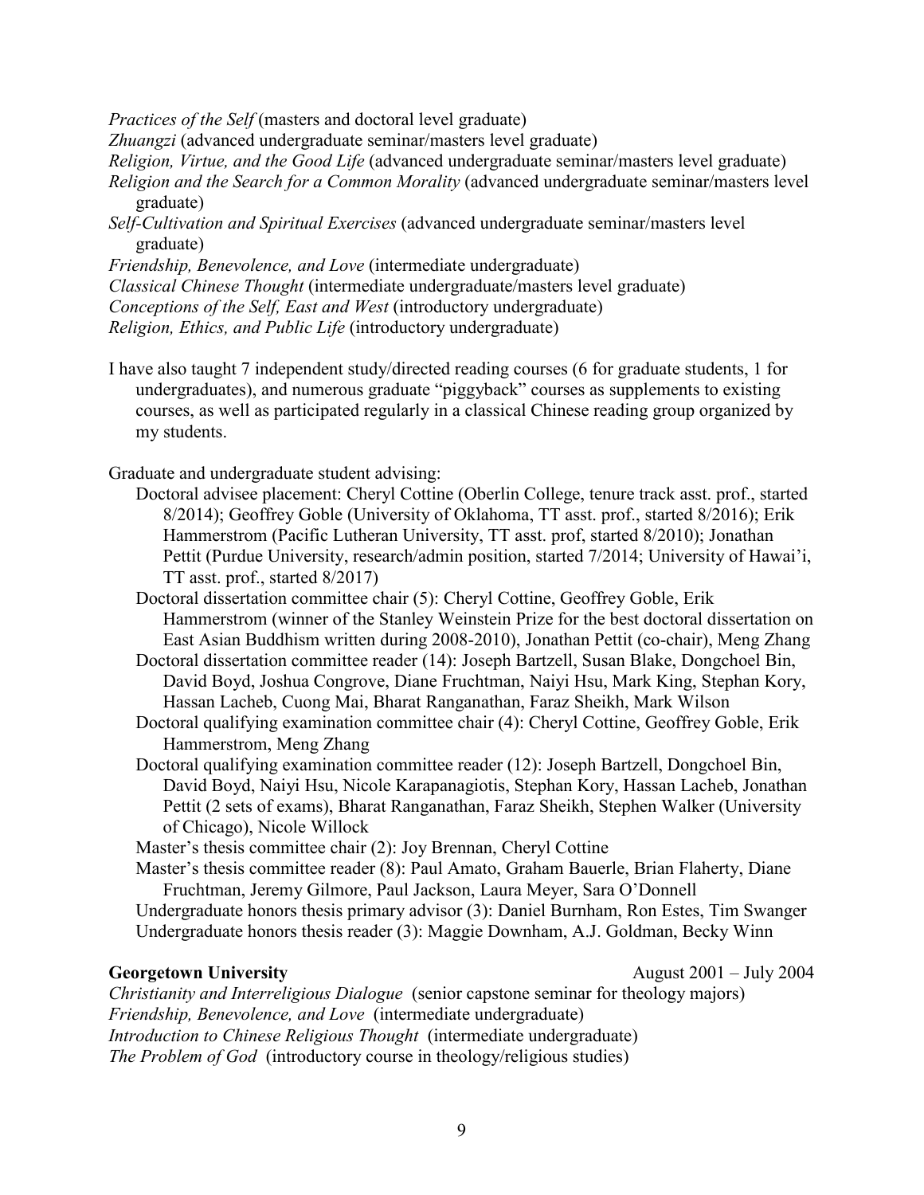*Practices of the Self* (masters and doctoral level graduate)
*Zhuangzi* (advanced undergraduate seminar/masters level graduate)
*Religion, Virtue, and the Good Life* (advanced undergraduate seminar/masters level graduate)
*Religion and the Search for a Common Morality* (advanced undergraduate seminar/masters level graduate)
*Self-Cultivation and Spiritual Exercises* (advanced undergraduate seminar/masters level graduate)
*Friendship, Benevolence, and Love* (intermediate undergraduate)
*Classical Chinese Thought* (intermediate undergraduate/masters level graduate)
*Conceptions of the Self, East and West* (introductory undergraduate)
*Religion, Ethics, and Public Life* (introductory undergraduate)

I have also taught 7 independent study/directed reading courses (6 for graduate students, 1 for undergraduates), and numerous graduate "piggyback" courses as supplements to existing courses, as well as participated regularly in a classical Chinese reading group organized by my students.

Graduate and undergraduate student advising:

- Doctoral advisee placement: Cheryl Cottine (Oberlin College, tenure track asst. prof., started 8/2014); Geoffrey Goble (University of Oklahoma, TT asst. prof., started 8/2016); Erik Hammerstrom (Pacific Lutheran University, TT asst. prof, started 8/2010); Jonathan Pettit (Purdue University, research/admin position, started 7/2014; University of Hawai'i, TT asst. prof., started 8/2017)
- Doctoral dissertation committee chair (5): Cheryl Cottine, Geoffrey Goble, Erik Hammerstrom (winner of the Stanley Weinstein Prize for the best doctoral dissertation on East Asian Buddhism written during 2008-2010), Jonathan Pettit (co-chair), Meng Zhang
- Doctoral dissertation committee reader (14): Joseph Bartzell, Susan Blake, Dongchoel Bin, David Boyd, Joshua Congrove, Diane Fruchtman, Naiyi Hsu, Mark King, Stephan Kory, Hassan Lacheb, Cuong Mai, Bharat Ranganathan, Faraz Sheikh, Mark Wilson
- Doctoral qualifying examination committee chair (4): Cheryl Cottine, Geoffrey Goble, Erik Hammerstrom, Meng Zhang
- Doctoral qualifying examination committee reader (12): Joseph Bartzell, Dongchoel Bin, David Boyd, Naiyi Hsu, Nicole Karapanagiotis, Stephan Kory, Hassan Lacheb, Jonathan Pettit (2 sets of exams), Bharat Ranganathan, Faraz Sheikh, Stephen Walker (University of Chicago), Nicole Willock
- Master's thesis committee chair (2): Joy Brennan, Cheryl Cottine
- Master's thesis committee reader (8): Paul Amato, Graham Bauerle, Brian Flaherty, Diane Fruchtman, Jeremy Gilmore, Paul Jackson, Laura Meyer, Sara O'Donnell
- Undergraduate honors thesis primary advisor (3): Daniel Burnham, Ron Estes, Tim Swanger
- Undergraduate honors thesis reader (3): Maggie Downham, A.J. Goldman, Becky Winn

**Georgetown University** August 2001 – July 2004

*Christianity and Interreligious Dialogue* (senior capstone seminar for theology majors)
*Friendship, Benevolence, and Love* (intermediate undergraduate)
*Introduction to Chinese Religious Thought* (intermediate undergraduate)
*The Problem of God* (introductory course in theology/religious studies)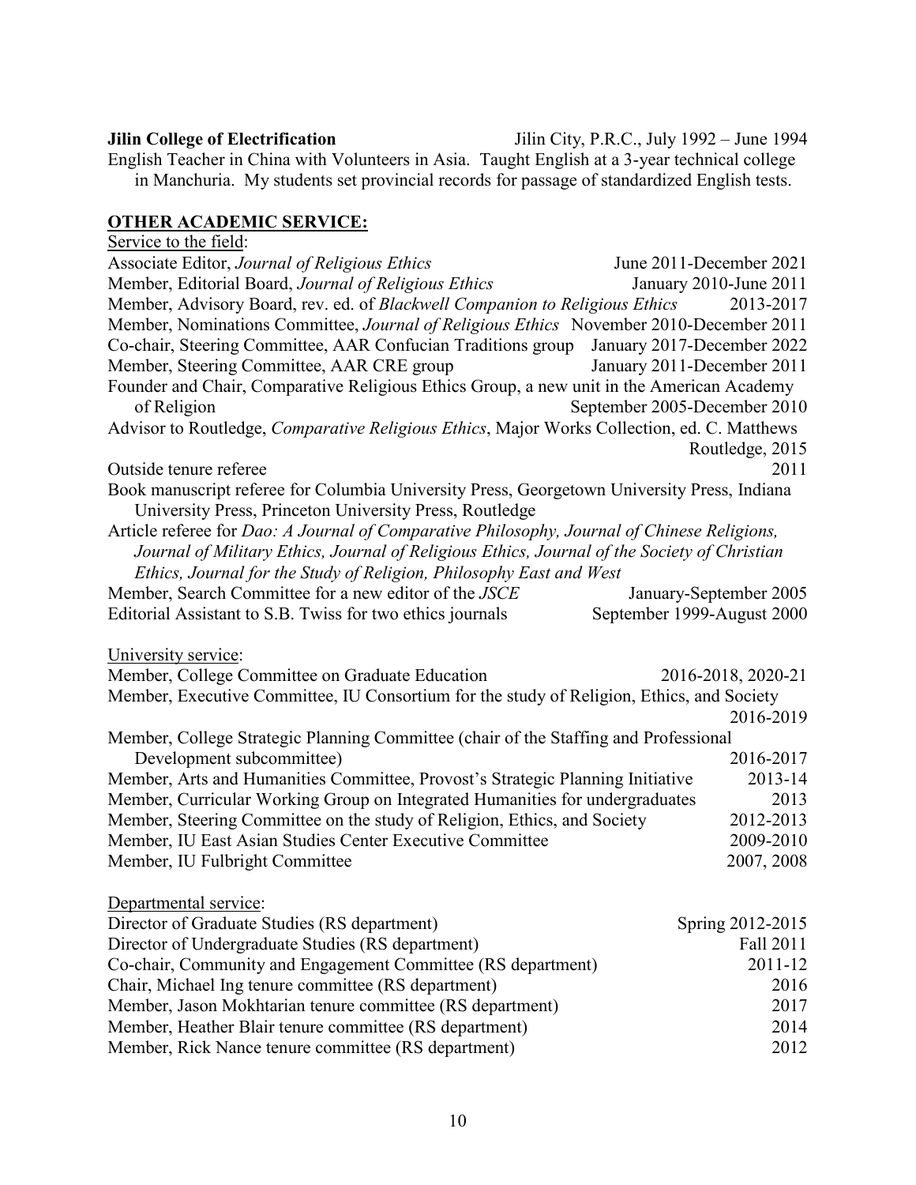**Jilin College of Electrification** Jilin City, P.R.C., July 1992 – June 1994

English Teacher in China with Volunteers in Asia. Taught English at a 3-year technical college in Manchuria. My students set provincial records for passage of standardized English tests.

## OTHER ACADEMIC SERVICE:

Service to the field:

Associate Editor, *Journal of Religious Ethics* June 2011-December 2021

Member, Editorial Board, *Journal of Religious Ethics* January 2010-June 2011

Member, Advisory Board, rev. ed. of *Blackwell Companion to Religious Ethics* 2013-2017

Member, Nominations Committee, *Journal of Religious Ethics* November 2010-December 2011

Co-chair, Steering Committee, AAR Confucian Traditions group January 2017-December 2022

Member, Steering Committee, AAR CRE group January 2011-December 2011

Founder and Chair, Comparative Religious Ethics Group, a new unit in the American Academy of Religion September 2005-December 2010

Advisor to Routledge, *Comparative Religious Ethics*, Major Works Collection, ed. C. Matthews Routledge, 2015

Outside tenure referee 2011

Book manuscript referee for Columbia University Press, Georgetown University Press, Indiana University Press, Princeton University Press, Routledge

Article referee for *Dao: A Journal of Comparative Philosophy, Journal of Chinese Religions, Journal of Military Ethics, Journal of Religious Ethics, Journal of the Society of Christian Ethics, Journal for the Study of Religion, Philosophy East and West*

Member, Search Committee for a new editor of the *JSCE* January-September 2005

Editorial Assistant to S.B. Twiss for two ethics journals September 1999-August 2000

University service:

Member, College Committee on Graduate Education 2016-2018, 2020-21

Member, Executive Committee, IU Consortium for the study of Religion, Ethics, and Society 2016-2019

Member, College Strategic Planning Committee (chair of the Staffing and Professional Development subcommittee) 2016-2017

Member, Arts and Humanities Committee, Provost's Strategic Planning Initiative 2013-14

Member, Curricular Working Group on Integrated Humanities for undergraduates 2013

Member, Steering Committee on the study of Religion, Ethics, and Society 2012-2013

Member, IU East Asian Studies Center Executive Committee 2009-2010

Member, IU Fulbright Committee 2007, 2008

Departmental service:

Director of Graduate Studies (RS department) Spring 2012-2015

Director of Undergraduate Studies (RS department) Fall 2011

Co-chair, Community and Engagement Committee (RS department) 2011-12

Chair, Michael Ing tenure committee (RS department) 2016

Member, Jason Mokhtarian tenure committee (RS department) 2017

Member, Heather Blair tenure committee (RS department) 2014

Member, Rick Nance tenure committee (RS department) 2012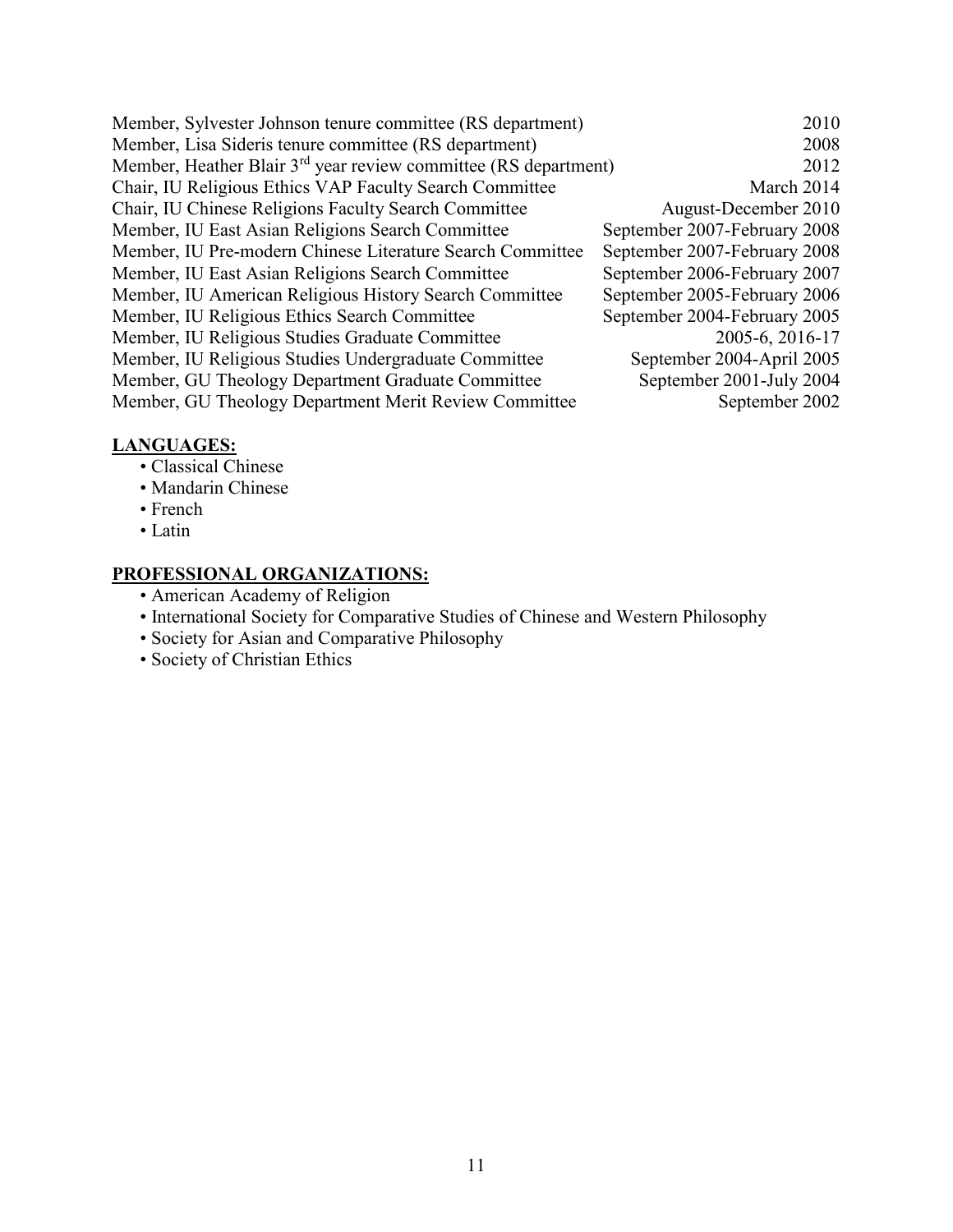| | |
|---|---|
| Member, Sylvester Johnson tenure committee (RS department) | 2010 |
| Member, Lisa Sideris tenure committee (RS department) | 2008 |
| Member, Heather Blair 3rd year review committee (RS department) | 2012 |
| Chair, IU Religious Ethics VAP Faculty Search Committee | March 2014 |
| Chair, IU Chinese Religions Faculty Search Committee | August-December 2010 |
| Member, IU East Asian Religions Search Committee | September 2007-February 2008 |
| Member, IU Pre-modern Chinese Literature Search Committee | September 2007-February 2008 |
| Member, IU East Asian Religions Search Committee | September 2006-February 2007 |
| Member, IU American Religious History Search Committee | September 2005-February 2006 |
| Member, IU Religious Ethics Search Committee | September 2004-February 2005 |
| Member, IU Religious Studies Graduate Committee | 2005-6, 2016-17 |
| Member, IU Religious Studies Undergraduate Committee | September 2004-April 2005 |
| Member, GU Theology Department Graduate Committee | September 2001-July 2004 |
| Member, GU Theology Department Merit Review Committee | September 2002 |

## LANGUAGES:

- Classical Chinese
- Mandarin Chinese
- French
- Latin

## PROFESSIONAL ORGANIZATIONS:

- American Academy of Religion
- International Society for Comparative Studies of Chinese and Western Philosophy
- Society for Asian and Comparative Philosophy
- Society of Christian Ethics